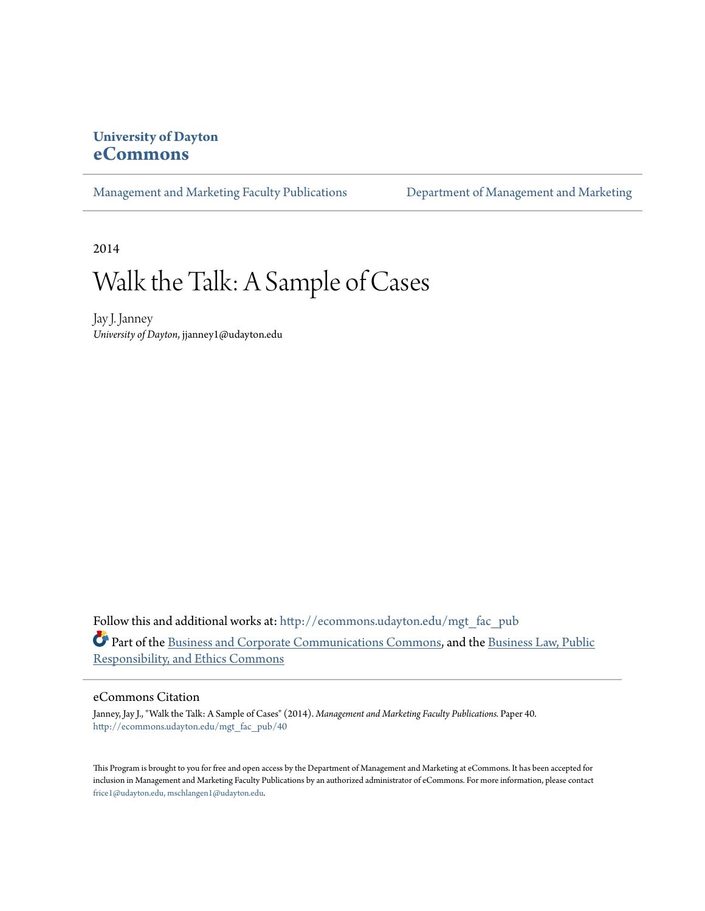**University of Dayton**
**eCommons**

Management and Marketing Faculty Publications | Department of Management and Marketing

2014

# Walk the Talk: A Sample of Cases

Jay J. Janney
*University of Dayton*, jjanney1@udayton.edu

Follow this and additional works at: http://ecommons.udayton.edu/mgt_fac_pub

Part of the Business and Corporate Communications Commons, and the Business Law, Public Responsibility, and Ethics Commons

## eCommons Citation

Janney, Jay J., "Walk the Talk: A Sample of Cases" (2014). *Management and Marketing Faculty Publications.* Paper 40.
http://ecommons.udayton.edu/mgt_fac_pub/40

This Program is brought to you for free and open access by the Department of Management and Marketing at eCommons. It has been accepted for inclusion in Management and Marketing Faculty Publications by an authorized administrator of eCommons. For more information, please contact frice1@udayton.edu, mschlangen1@udayton.edu.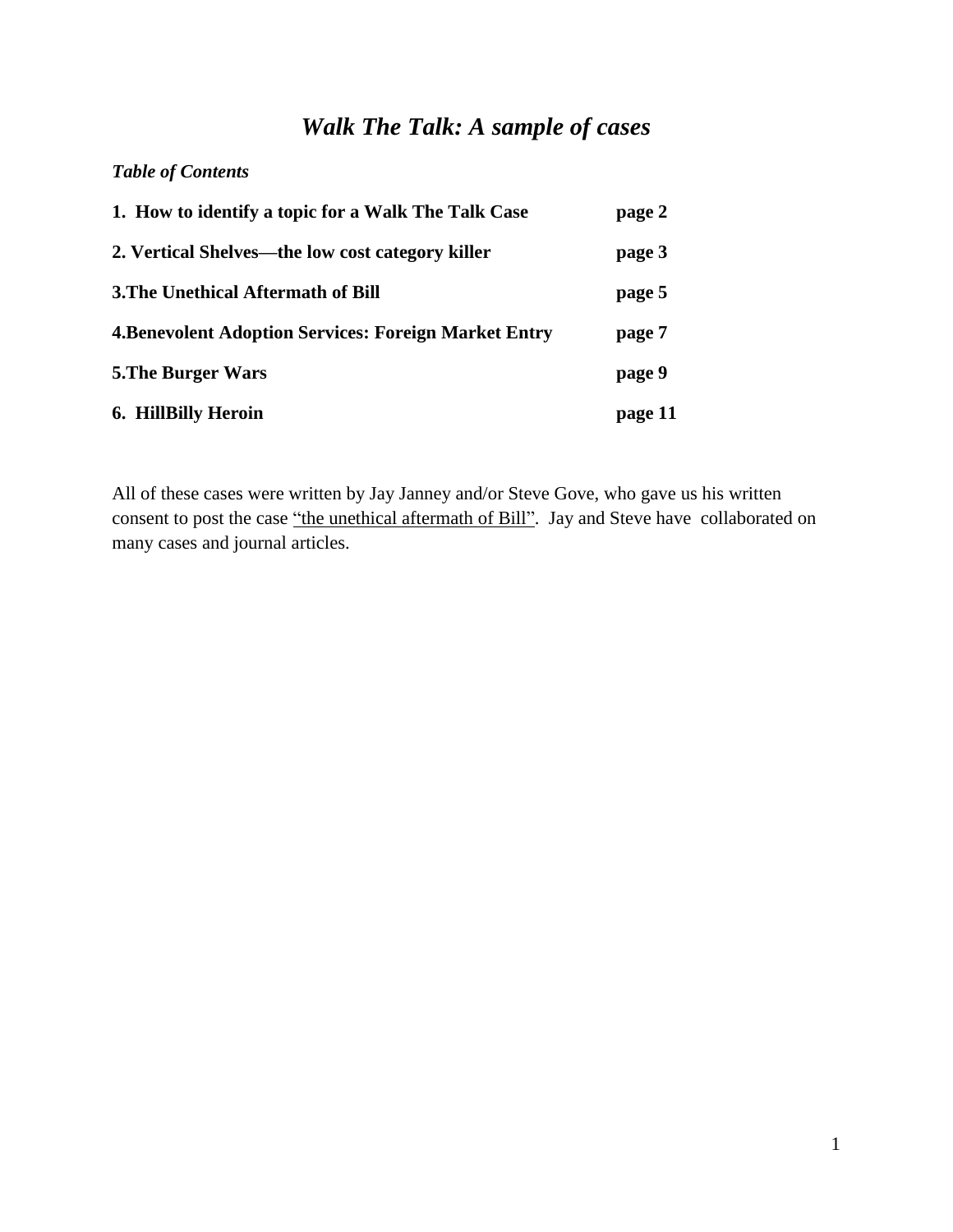# *Walk The Talk: A sample of cases*

***Table of Contents***

| | |
|---|---|
| **1. How to identify a topic for a Walk The Talk Case** | **page 2** |
| **2. Vertical Shelves—the low cost category killer** | **page 3** |
| **3.The Unethical Aftermath of Bill** | **page 5** |
| **4.Benevolent Adoption Services: Foreign Market Entry** | **page 7** |
| **5.The Burger Wars** | **page 9** |
| **6. HillBilly Heroin** | **page 11** |

All of these cases were written by Jay Janney and/or Steve Gove, who gave us his written consent to post the case "the unethical aftermath of Bill". Jay and Steve have collaborated on many cases and journal articles.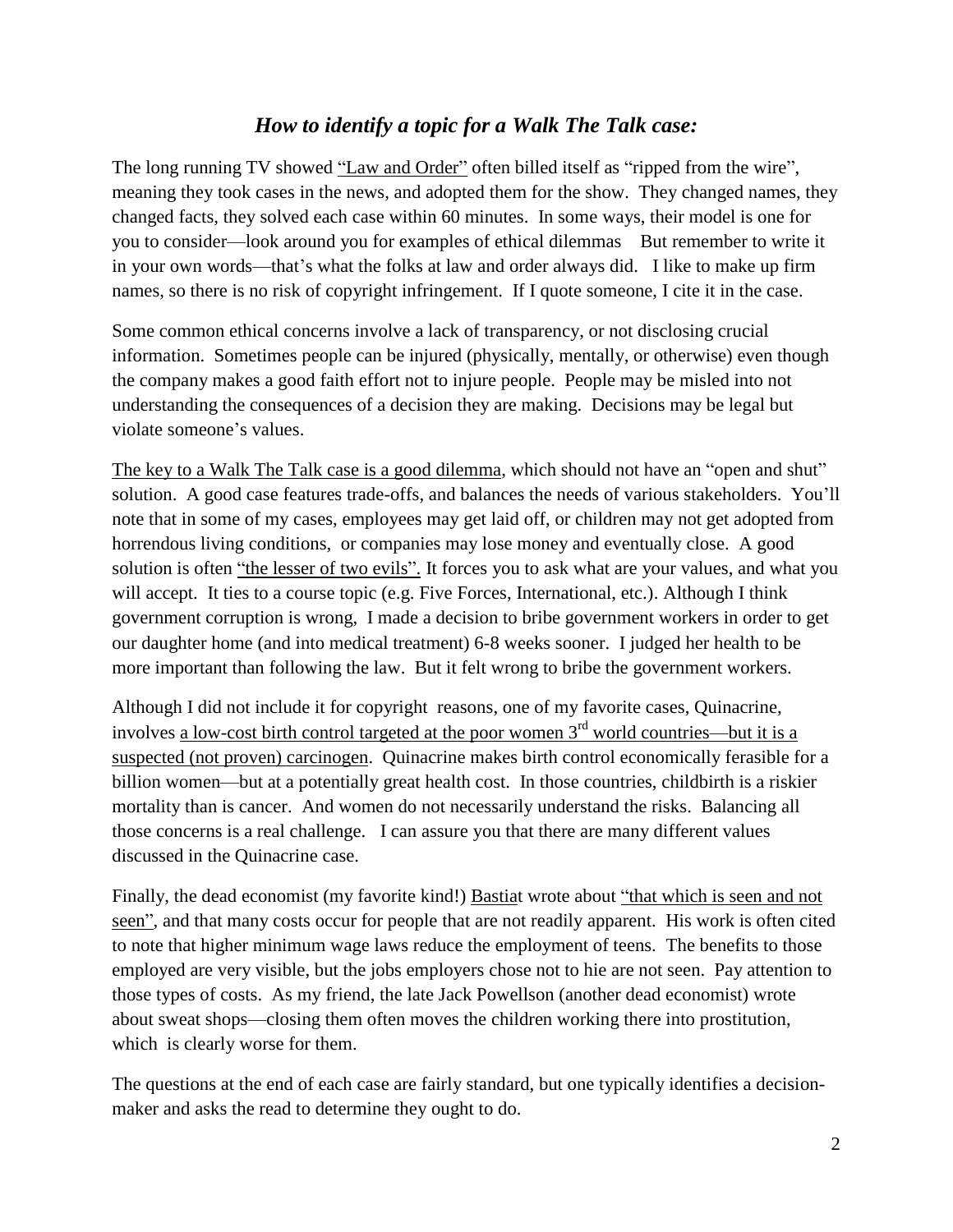## *How to identify a topic for a Walk The Talk case:*

The long running TV showed "Law and Order" often billed itself as "ripped from the wire", meaning they took cases in the news, and adopted them for the show. They changed names, they changed facts, they solved each case within 60 minutes. In some ways, their model is one for you to consider—look around you for examples of ethical dilemmas But remember to write it in your own words—that's what the folks at law and order always did. I like to make up firm names, so there is no risk of copyright infringement. If I quote someone, I cite it in the case.

Some common ethical concerns involve a lack of transparency, or not disclosing crucial information. Sometimes people can be injured (physically, mentally, or otherwise) even though the company makes a good faith effort not to injure people. People may be misled into not understanding the consequences of a decision they are making. Decisions may be legal but violate someone's values.

The key to a Walk The Talk case is a good dilemma, which should not have an "open and shut" solution. A good case features trade-offs, and balances the needs of various stakeholders. You'll note that in some of my cases, employees may get laid off, or children may not get adopted from horrendous living conditions, or companies may lose money and eventually close. A good solution is often "the lesser of two evils". It forces you to ask what are your values, and what you will accept. It ties to a course topic (e.g. Five Forces, International, etc.). Although I think government corruption is wrong, I made a decision to bribe government workers in order to get our daughter home (and into medical treatment) 6-8 weeks sooner. I judged her health to be more important than following the law. But it felt wrong to bribe the government workers.

Although I did not include it for copyright reasons, one of my favorite cases, Quinacrine, involves a low-cost birth control targeted at the poor women 3rd world countries—but it is a suspected (not proven) carcinogen. Quinacrine makes birth control economically ferasible for a billion women—but at a potentially great health cost. In those countries, childbirth is a riskier mortality than is cancer. And women do not necessarily understand the risks. Balancing all those concerns is a real challenge. I can assure you that there are many different values discussed in the Quinacrine case.

Finally, the dead economist (my favorite kind!) Bastiat wrote about "that which is seen and not seen", and that many costs occur for people that are not readily apparent. His work is often cited to note that higher minimum wage laws reduce the employment of teens. The benefits to those employed are very visible, but the jobs employers chose not to hie are not seen. Pay attention to those types of costs. As my friend, the late Jack Powellson (another dead economist) wrote about sweat shops—closing them often moves the children working there into prostitution, which is clearly worse for them.

The questions at the end of each case are fairly standard, but one typically identifies a decision-maker and asks the read to determine they ought to do.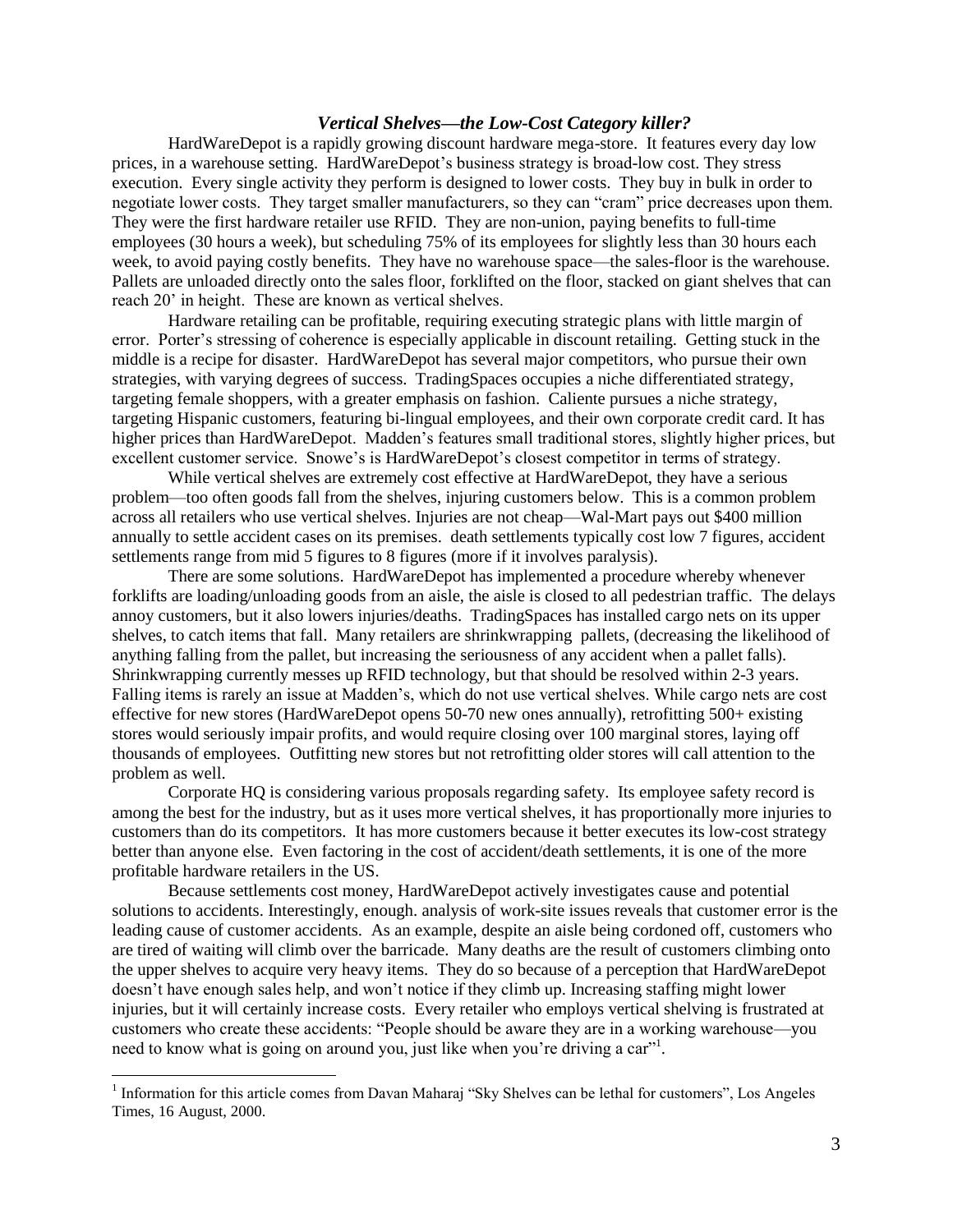### *Vertical Shelves—the Low-Cost Category killer?*

HardWareDepot is a rapidly growing discount hardware mega-store. It features every day low prices, in a warehouse setting. HardWareDepot's business strategy is broad-low cost. They stress execution. Every single activity they perform is designed to lower costs. They buy in bulk in order to negotiate lower costs. They target smaller manufacturers, so they can "cram" price decreases upon them. They were the first hardware retailer use RFID. They are non-union, paying benefits to full-time employees (30 hours a week), but scheduling 75% of its employees for slightly less than 30 hours each week, to avoid paying costly benefits. They have no warehouse space—the sales-floor is the warehouse. Pallets are unloaded directly onto the sales floor, forklifted on the floor, stacked on giant shelves that can reach 20' in height. These are known as vertical shelves.

Hardware retailing can be profitable, requiring executing strategic plans with little margin of error. Porter's stressing of coherence is especially applicable in discount retailing. Getting stuck in the middle is a recipe for disaster. HardWareDepot has several major competitors, who pursue their own strategies, with varying degrees of success. TradingSpaces occupies a niche differentiated strategy, targeting female shoppers, with a greater emphasis on fashion. Caliente pursues a niche strategy, targeting Hispanic customers, featuring bi-lingual employees, and their own corporate credit card. It has higher prices than HardWareDepot. Madden's features small traditional stores, slightly higher prices, but excellent customer service. Snowe's is HardWareDepot's closest competitor in terms of strategy.

While vertical shelves are extremely cost effective at HardWareDepot, they have a serious problem—too often goods fall from the shelves, injuring customers below. This is a common problem across all retailers who use vertical shelves. Injuries are not cheap—Wal-Mart pays out $400 million annually to settle accident cases on its premises. death settlements typically cost low 7 figures, accident settlements range from mid 5 figures to 8 figures (more if it involves paralysis).

There are some solutions. HardWareDepot has implemented a procedure whereby whenever forklifts are loading/unloading goods from an aisle, the aisle is closed to all pedestrian traffic. The delays annoy customers, but it also lowers injuries/deaths. TradingSpaces has installed cargo nets on its upper shelves, to catch items that fall. Many retailers are shrinkwrapping pallets, (decreasing the likelihood of anything falling from the pallet, but increasing the seriousness of any accident when a pallet falls). Shrinkwrapping currently messes up RFID technology, but that should be resolved within 2-3 years. Falling items is rarely an issue at Madden's, which do not use vertical shelves. While cargo nets are cost effective for new stores (HardWareDepot opens 50-70 new ones annually), retrofitting 500+ existing stores would seriously impair profits, and would require closing over 100 marginal stores, laying off thousands of employees. Outfitting new stores but not retrofitting older stores will call attention to the problem as well.

Corporate HQ is considering various proposals regarding safety. Its employee safety record is among the best for the industry, but as it uses more vertical shelves, it has proportionally more injuries to customers than do its competitors. It has more customers because it better executes its low-cost strategy better than anyone else. Even factoring in the cost of accident/death settlements, it is one of the more profitable hardware retailers in the US.

Because settlements cost money, HardWareDepot actively investigates cause and potential solutions to accidents. Interestingly, enough. analysis of work-site issues reveals that customer error is the leading cause of customer accidents. As an example, despite an aisle being cordoned off, customers who are tired of waiting will climb over the barricade. Many deaths are the result of customers climbing onto the upper shelves to acquire very heavy items. They do so because of a perception that HardWareDepot doesn't have enough sales help, and won't notice if they climb up. Increasing staffing might lower injuries, but it will certainly increase costs. Every retailer who employs vertical shelving is frustrated at customers who create these accidents: "People should be aware they are in a working warehouse—you need to know what is going on around you, just like when you're driving a car"[1].

---

[1] Information for this article comes from Davan Maharaj "Sky Shelves can be lethal for customers", Los Angeles Times, 16 August, 2000.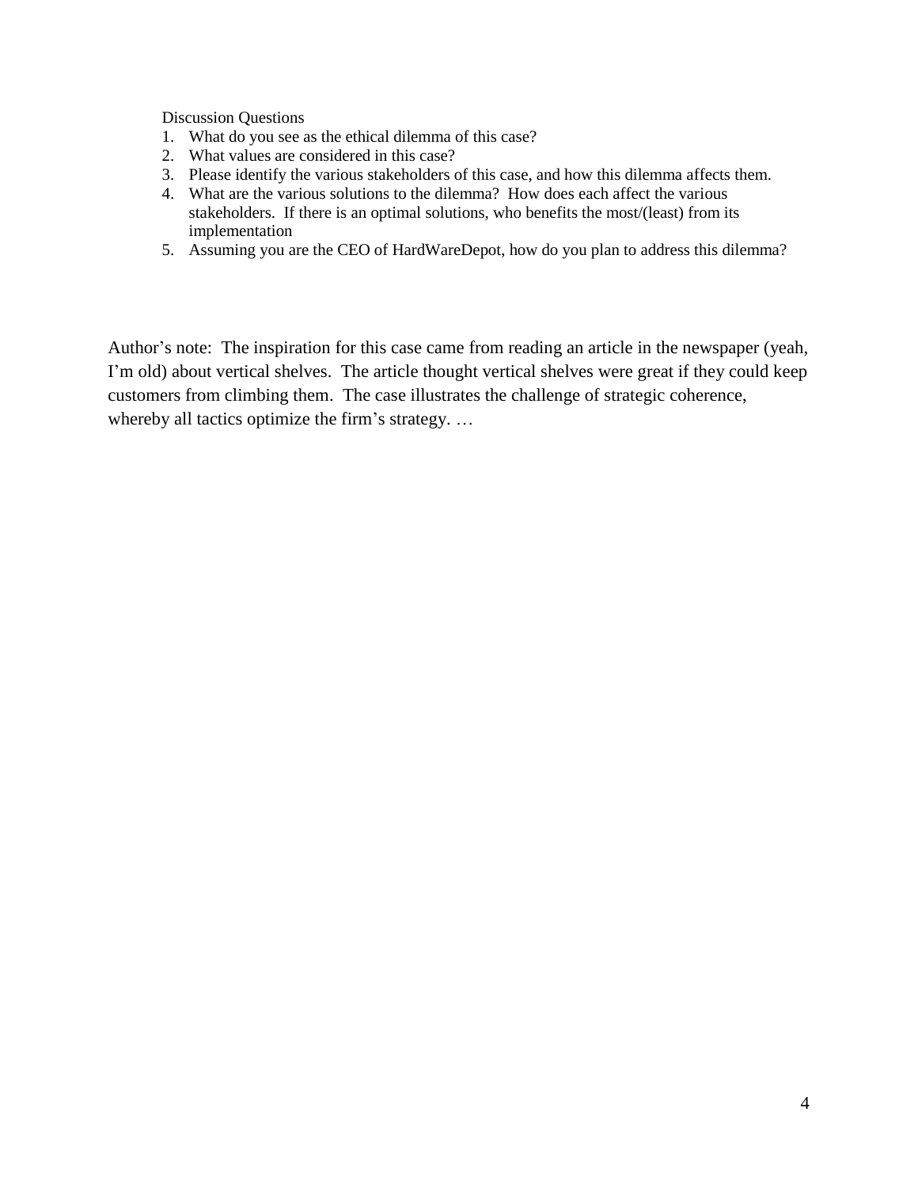Discussion Questions

1. What do you see as the ethical dilemma of this case?
2. What values are considered in this case?
3. Please identify the various stakeholders of this case, and how this dilemma affects them.
4. What are the various solutions to the dilemma? How does each affect the various stakeholders. If there is an optimal solutions, who benefits the most/(least) from its implementation
5. Assuming you are the CEO of HardWareDepot, how do you plan to address this dilemma?

Author's note: The inspiration for this case came from reading an article in the newspaper (yeah, I'm old) about vertical shelves. The article thought vertical shelves were great if they could keep customers from climbing them. The case illustrates the challenge of strategic coherence, whereby all tactics optimize the firm's strategy. …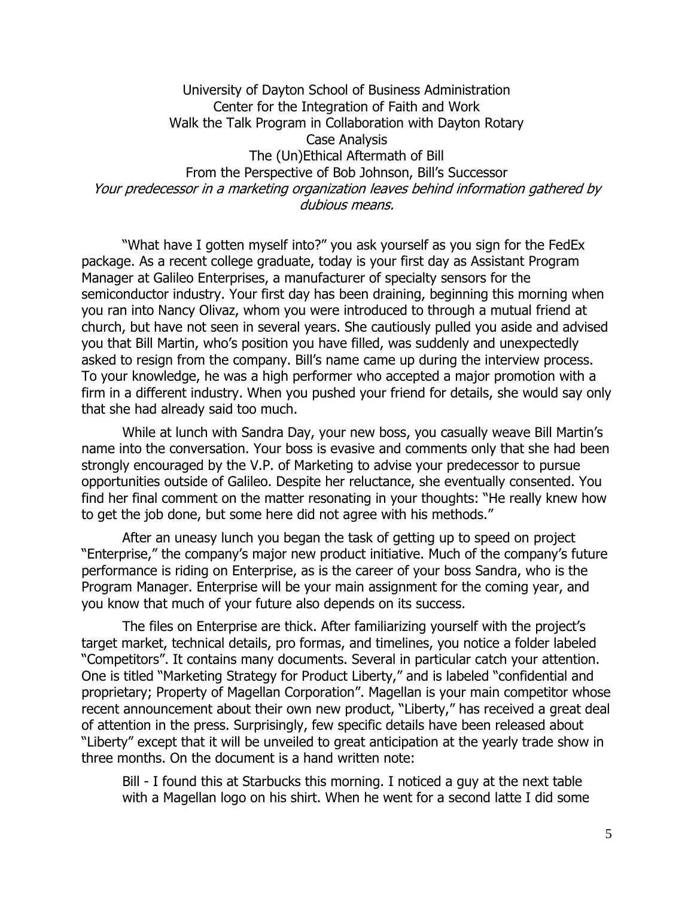University of Dayton School of Business Administration
Center for the Integration of Faith and Work
Walk the Talk Program in Collaboration with Dayton Rotary
Case Analysis

# The (Un)Ethical Aftermath of Bill

## From the Perspective of Bob Johnson, Bill's Successor

*Your predecessor in a marketing organization leaves behind information gathered by dubious means.*

"What have I gotten myself into?" you ask yourself as you sign for the FedEx package. As a recent college graduate, today is your first day as Assistant Program Manager at Galileo Enterprises, a manufacturer of specialty sensors for the semiconductor industry. Your first day has been draining, beginning this morning when you ran into Nancy Olivaz, whom you were introduced to through a mutual friend at church, but have not seen in several years. She cautiously pulled you aside and advised you that Bill Martin, who's position you have filled, was suddenly and unexpectedly asked to resign from the company. Bill's name came up during the interview process. To your knowledge, he was a high performer who accepted a major promotion with a firm in a different industry. When you pushed your friend for details, she would say only that she had already said too much.

While at lunch with Sandra Day, your new boss, you casually weave Bill Martin's name into the conversation. Your boss is evasive and comments only that she had been strongly encouraged by the V.P. of Marketing to advise your predecessor to pursue opportunities outside of Galileo. Despite her reluctance, she eventually consented. You find her final comment on the matter resonating in your thoughts: "He really knew how to get the job done, but some here did not agree with his methods."

After an uneasy lunch you began the task of getting up to speed on project "Enterprise," the company's major new product initiative. Much of the company's future performance is riding on Enterprise, as is the career of your boss Sandra, who is the Program Manager. Enterprise will be your main assignment for the coming year, and you know that much of your future also depends on its success.

The files on Enterprise are thick. After familiarizing yourself with the project's target market, technical details, pro formas, and timelines, you notice a folder labeled "Competitors". It contains many documents. Several in particular catch your attention. One is titled "Marketing Strategy for Product Liberty," and is labeled "confidential and proprietary; Property of Magellan Corporation". Magellan is your main competitor whose recent announcement about their own new product, "Liberty," has received a great deal of attention in the press. Surprisingly, few specific details have been released about "Liberty" except that it will be unveiled to great anticipation at the yearly trade show in three months. On the document is a hand written note:

> Bill - I found this at Starbucks this morning. I noticed a guy at the next table with a Magellan logo on his shirt. When he went for a second latte I did some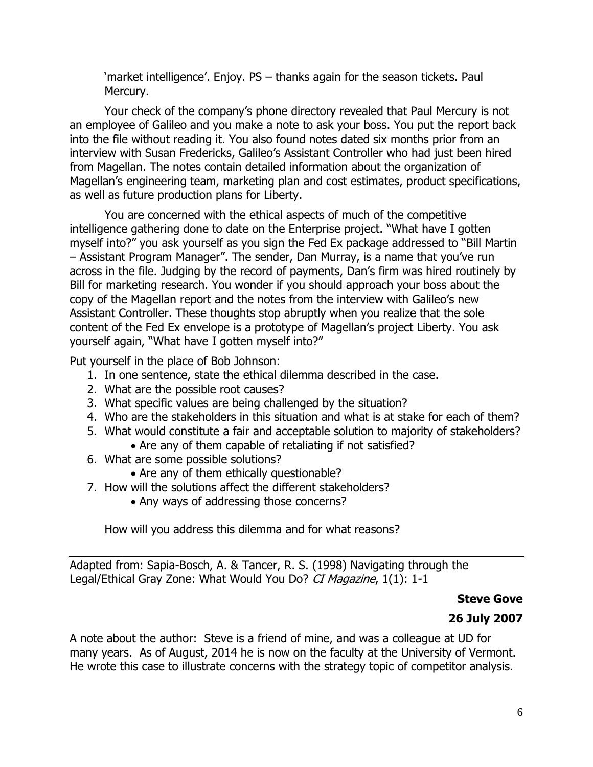'market intelligence'. Enjoy. PS – thanks again for the season tickets. Paul Mercury.

Your check of the company's phone directory revealed that Paul Mercury is not an employee of Galileo and you make a note to ask your boss. You put the report back into the file without reading it. You also found notes dated six months prior from an interview with Susan Fredericks, Galileo's Assistant Controller who had just been hired from Magellan. The notes contain detailed information about the organization of Magellan's engineering team, marketing plan and cost estimates, product specifications, as well as future production plans for Liberty.

You are concerned with the ethical aspects of much of the competitive intelligence gathering done to date on the Enterprise project. "What have I gotten myself into?" you ask yourself as you sign the Fed Ex package addressed to "Bill Martin – Assistant Program Manager". The sender, Dan Murray, is a name that you've run across in the file. Judging by the record of payments, Dan's firm was hired routinely by Bill for marketing research. You wonder if you should approach your boss about the copy of the Magellan report and the notes from the interview with Galileo's new Assistant Controller. These thoughts stop abruptly when you realize that the sole content of the Fed Ex envelope is a prototype of Magellan's project Liberty. You ask yourself again, "What have I gotten myself into?"

Put yourself in the place of Bob Johnson:

1. In one sentence, state the ethical dilemma described in the case.
2. What are the possible root causes?
3. What specific values are being challenged by the situation?
4. Who are the stakeholders in this situation and what is at stake for each of them?
5. What would constitute a fair and acceptable solution to majority of stakeholders?
    - Are any of them capable of retaliating if not satisfied?
6. What are some possible solutions?
    - Are any of them ethically questionable?
7. How will the solutions affect the different stakeholders?
    - Any ways of addressing those concerns?

How will you address this dilemma and for what reasons?

---

Adapted from: Sapia-Bosch, A. & Tancer, R. S. (1998) Navigating through the Legal/Ethical Gray Zone: What Would You Do? *CI Magazine*, 1(1): 1-1

**Steve Gove**

**26 July 2007**

A note about the author: Steve is a friend of mine, and was a colleague at UD for many years. As of August, 2014 he is now on the faculty at the University of Vermont. He wrote this case to illustrate concerns with the strategy topic of competitor analysis.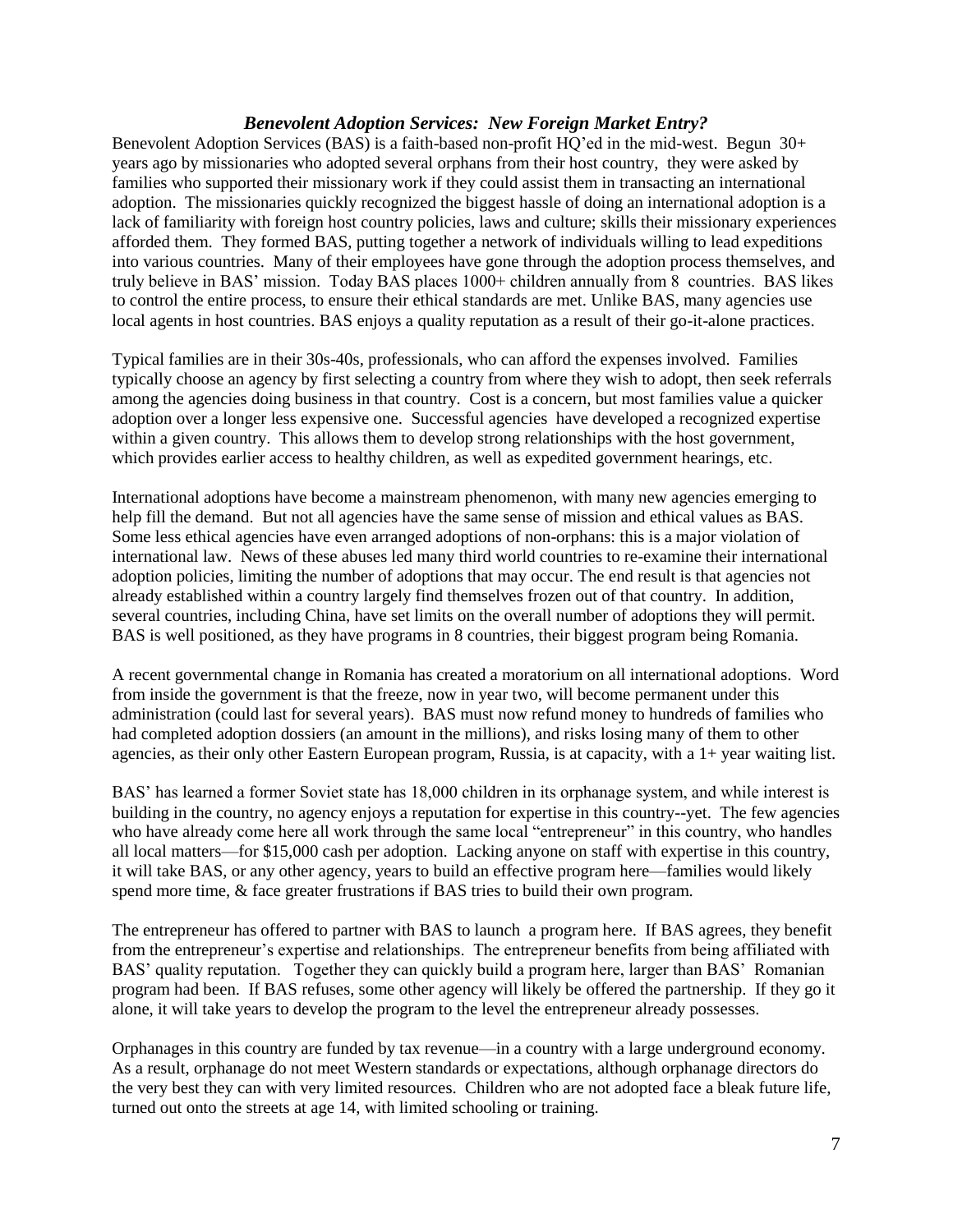### *Benevolent Adoption Services: New Foreign Market Entry?*

Benevolent Adoption Services (BAS) is a faith-based non-profit HQ'ed in the mid-west. Begun 30+ years ago by missionaries who adopted several orphans from their host country, they were asked by families who supported their missionary work if they could assist them in transacting an international adoption. The missionaries quickly recognized the biggest hassle of doing an international adoption is a lack of familiarity with foreign host country policies, laws and culture; skills their missionary experiences afforded them. They formed BAS, putting together a network of individuals willing to lead expeditions into various countries. Many of their employees have gone through the adoption process themselves, and truly believe in BAS' mission. Today BAS places 1000+ children annually from 8 countries. BAS likes to control the entire process, to ensure their ethical standards are met. Unlike BAS, many agencies use local agents in host countries. BAS enjoys a quality reputation as a result of their go-it-alone practices.

Typical families are in their 30s-40s, professionals, who can afford the expenses involved. Families typically choose an agency by first selecting a country from where they wish to adopt, then seek referrals among the agencies doing business in that country. Cost is a concern, but most families value a quicker adoption over a longer less expensive one. Successful agencies have developed a recognized expertise within a given country. This allows them to develop strong relationships with the host government, which provides earlier access to healthy children, as well as expedited government hearings, etc.

International adoptions have become a mainstream phenomenon, with many new agencies emerging to help fill the demand. But not all agencies have the same sense of mission and ethical values as BAS. Some less ethical agencies have even arranged adoptions of non-orphans: this is a major violation of international law. News of these abuses led many third world countries to re-examine their international adoption policies, limiting the number of adoptions that may occur. The end result is that agencies not already established within a country largely find themselves frozen out of that country. In addition, several countries, including China, have set limits on the overall number of adoptions they will permit. BAS is well positioned, as they have programs in 8 countries, their biggest program being Romania.

A recent governmental change in Romania has created a moratorium on all international adoptions. Word from inside the government is that the freeze, now in year two, will become permanent under this administration (could last for several years). BAS must now refund money to hundreds of families who had completed adoption dossiers (an amount in the millions), and risks losing many of them to other agencies, as their only other Eastern European program, Russia, is at capacity, with a 1+ year waiting list.

BAS' has learned a former Soviet state has 18,000 children in its orphanage system, and while interest is building in the country, no agency enjoys a reputation for expertise in this country--yet. The few agencies who have already come here all work through the same local "entrepreneur" in this country, who handles all local matters—for $15,000 cash per adoption. Lacking anyone on staff with expertise in this country, it will take BAS, or any other agency, years to build an effective program here—families would likely spend more time, & face greater frustrations if BAS tries to build their own program.

The entrepreneur has offered to partner with BAS to launch a program here. If BAS agrees, they benefit from the entrepreneur's expertise and relationships. The entrepreneur benefits from being affiliated with BAS' quality reputation. Together they can quickly build a program here, larger than BAS' Romanian program had been. If BAS refuses, some other agency will likely be offered the partnership. If they go it alone, it will take years to develop the program to the level the entrepreneur already possesses.

Orphanages in this country are funded by tax revenue—in a country with a large underground economy. As a result, orphanage do not meet Western standards or expectations, although orphanage directors do the very best they can with very limited resources. Children who are not adopted face a bleak future life, turned out onto the streets at age 14, with limited schooling or training.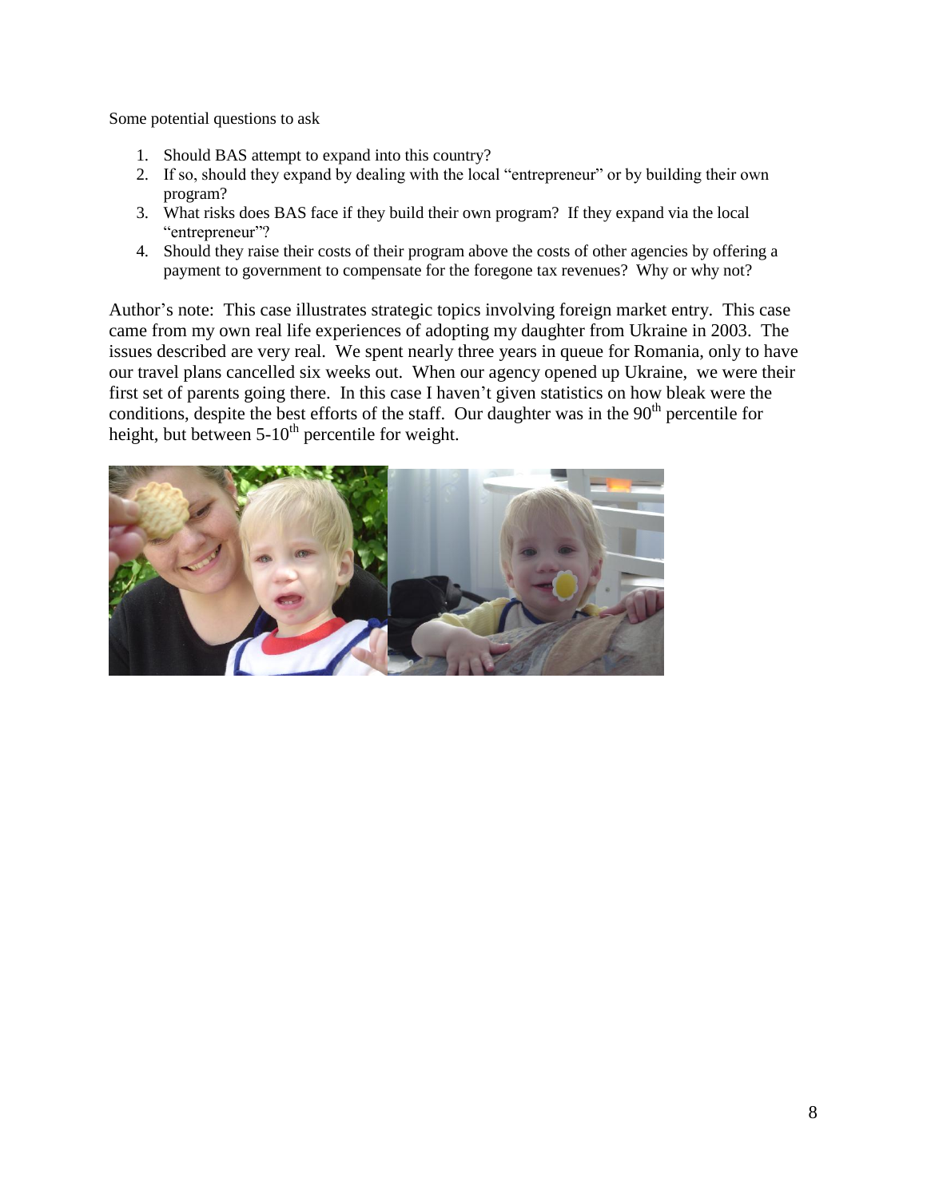Some potential questions to ask

1. Should BAS attempt to expand into this country?
2. If so, should they expand by dealing with the local "entrepreneur" or by building their own program?
3. What risks does BAS face if they build their own program? If they expand via the local "entrepreneur"?
4. Should they raise their costs of their program above the costs of other agencies by offering a payment to government to compensate for the foregone tax revenues? Why or why not?

Author's note: This case illustrates strategic topics involving foreign market entry. This case came from my own real life experiences of adopting my daughter from Ukraine in 2003. The issues described are very real. We spent nearly three years in queue for Romania, only to have our travel plans cancelled six weeks out. When our agency opened up Ukraine, we were their first set of parents going there. In this case I haven't given statistics on how bleak were the conditions, despite the best efforts of the staff. Our daughter was in the 90th percentile for height, but between 5-10th percentile for weight.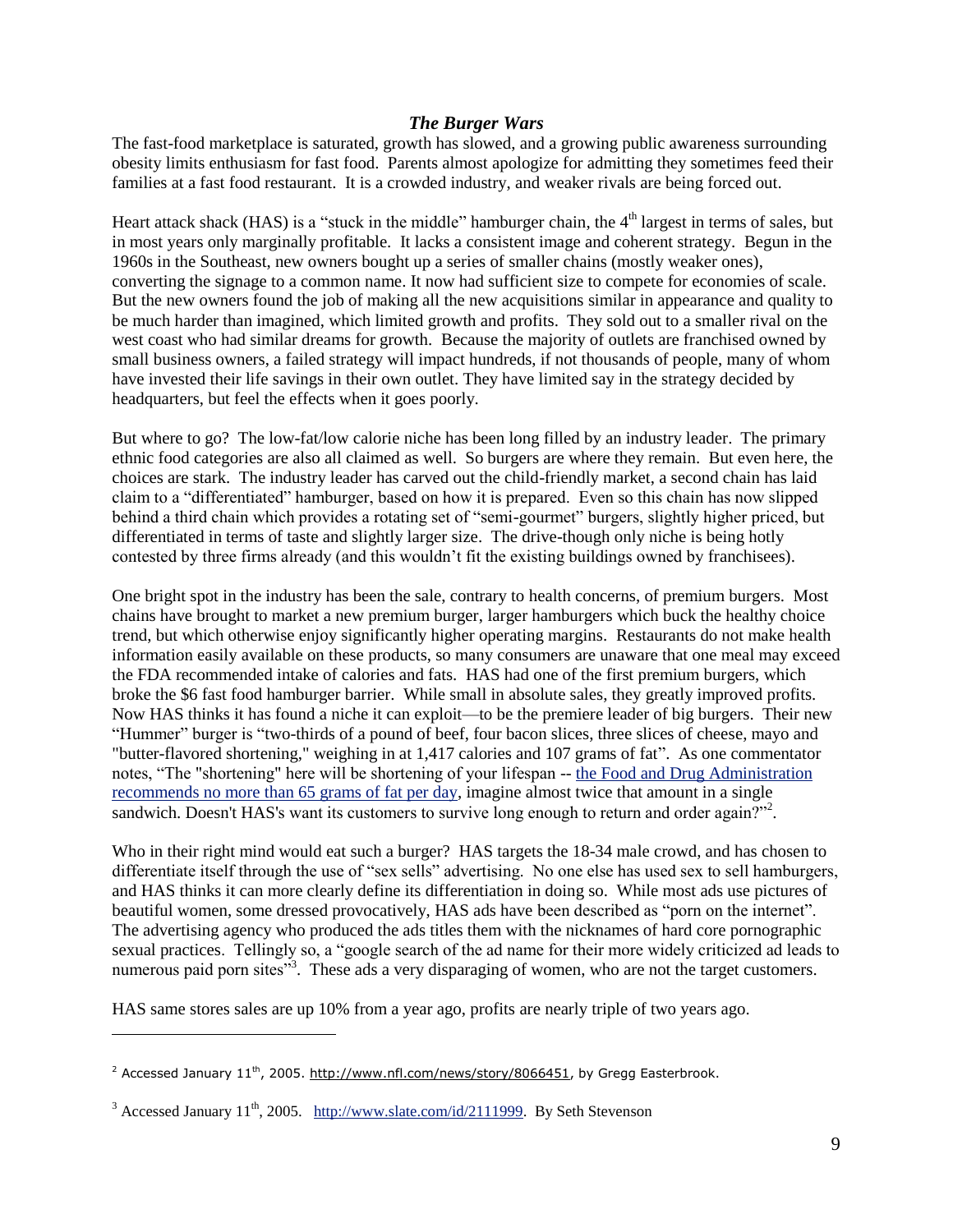### *The Burger Wars*

The fast-food marketplace is saturated, growth has slowed, and a growing public awareness surrounding obesity limits enthusiasm for fast food. Parents almost apologize for admitting they sometimes feed their families at a fast food restaurant. It is a crowded industry, and weaker rivals are being forced out.

Heart attack shack (HAS) is a "stuck in the middle" hamburger chain, the 4th largest in terms of sales, but in most years only marginally profitable. It lacks a consistent image and coherent strategy. Begun in the 1960s in the Southeast, new owners bought up a series of smaller chains (mostly weaker ones), converting the signage to a common name. It now had sufficient size to compete for economies of scale. But the new owners found the job of making all the new acquisitions similar in appearance and quality to be much harder than imagined, which limited growth and profits. They sold out to a smaller rival on the west coast who had similar dreams for growth. Because the majority of outlets are franchised owned by small business owners, a failed strategy will impact hundreds, if not thousands of people, many of whom have invested their life savings in their own outlet. They have limited say in the strategy decided by headquarters, but feel the effects when it goes poorly.

But where to go? The low-fat/low calorie niche has been long filled by an industry leader. The primary ethnic food categories are also all claimed as well. So burgers are where they remain. But even here, the choices are stark. The industry leader has carved out the child-friendly market, a second chain has laid claim to a "differentiated" hamburger, based on how it is prepared. Even so this chain has now slipped behind a third chain which provides a rotating set of "semi-gourmet" burgers, slightly higher priced, but differentiated in terms of taste and slightly larger size. The drive-though only niche is being hotly contested by three firms already (and this wouldn't fit the existing buildings owned by franchisees).

One bright spot in the industry has been the sale, contrary to health concerns, of premium burgers. Most chains have brought to market a new premium burger, larger hamburgers which buck the healthy choice trend, but which otherwise enjoy significantly higher operating margins. Restaurants do not make health information easily available on these products, so many consumers are unaware that one meal may exceed the FDA recommended intake of calories and fats. HAS had one of the first premium burgers, which broke the $6 fast food hamburger barrier. While small in absolute sales, they greatly improved profits. Now HAS thinks it has found a niche it can exploit—to be the premiere leader of big burgers. Their new "Hummer" burger is "two-thirds of a pound of beef, four bacon slices, three slices of cheese, mayo and "butter-flavored shortening," weighing in at 1,417 calories and 107 grams of fat". As one commentator notes, "The "shortening" here will be shortening of your lifespan -- the Food and Drug Administration recommends no more than 65 grams of fat per day, imagine almost twice that amount in a single sandwich. Doesn't HAS's want its customers to survive long enough to return and order again?"[2].

Who in their right mind would eat such a burger? HAS targets the 18-34 male crowd, and has chosen to differentiate itself through the use of "sex sells" advertising. No one else has used sex to sell hamburgers, and HAS thinks it can more clearly define its differentiation in doing so. While most ads use pictures of beautiful women, some dressed provocatively, HAS ads have been described as "porn on the internet". The advertising agency who produced the ads titles them with the nicknames of hard core pornographic sexual practices. Tellingly so, a "google search of the ad name for their more widely criticized ad leads to numerous paid porn sites"[3]. These ads a very disparaging of women, who are not the target customers.

HAS same stores sales are up 10% from a year ago, profits are nearly triple of two years ago.

---

[2] Accessed January 11th, 2005. http://www.nfl.com/news/story/8066451, by Gregg Easterbrook.

[3] Accessed January 11th, 2005. http://www.slate.com/id/2111999. By Seth Stevenson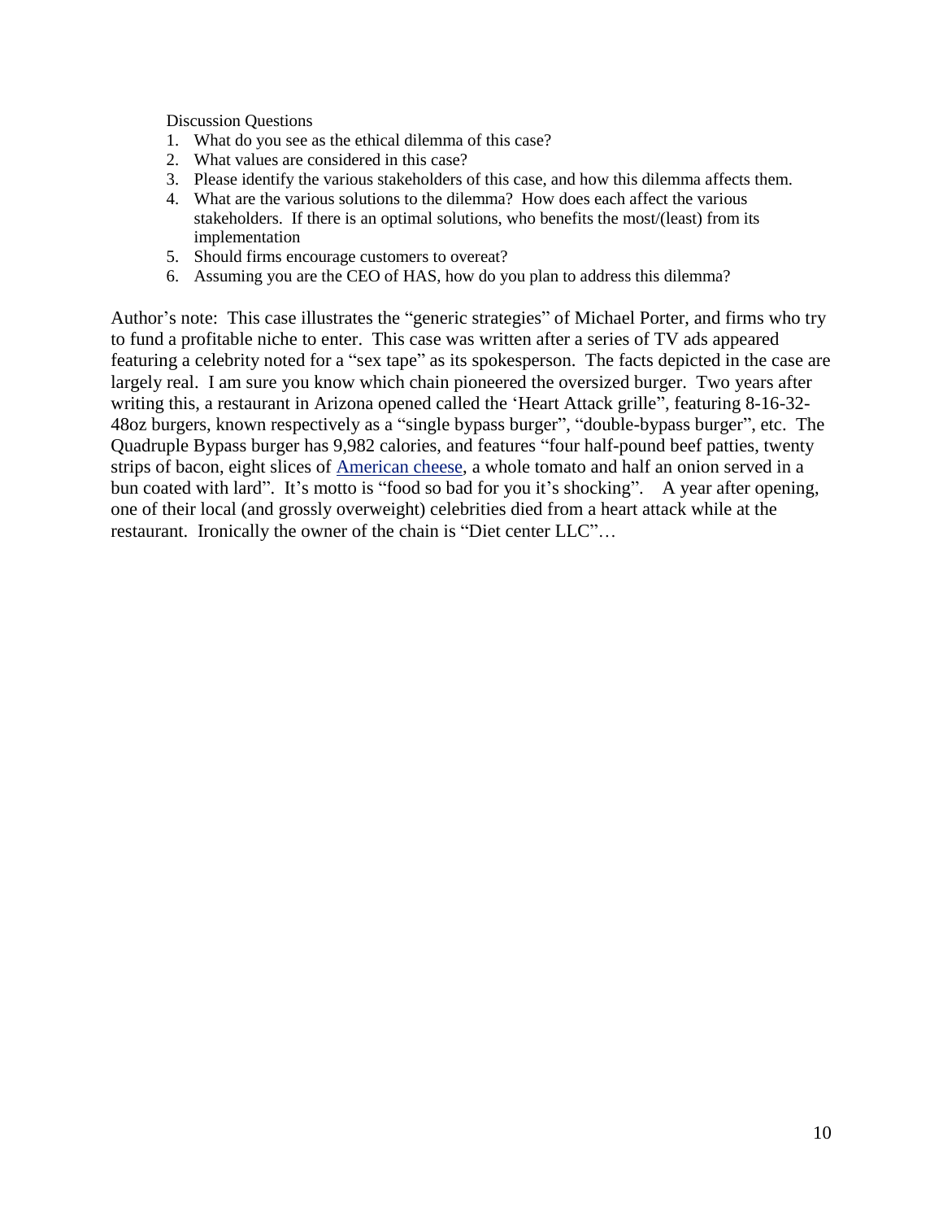Discussion Questions

1. What do you see as the ethical dilemma of this case?
2. What values are considered in this case?
3. Please identify the various stakeholders of this case, and how this dilemma affects them.
4. What are the various solutions to the dilemma? How does each affect the various stakeholders. If there is an optimal solutions, who benefits the most/(least) from its implementation
5. Should firms encourage customers to overeat?
6. Assuming you are the CEO of HAS, how do you plan to address this dilemma?

Author's note: This case illustrates the "generic strategies" of Michael Porter, and firms who try to fund a profitable niche to enter. This case was written after a series of TV ads appeared featuring a celebrity noted for a "sex tape" as its spokesperson. The facts depicted in the case are largely real. I am sure you know which chain pioneered the oversized burger. Two years after writing this, a restaurant in Arizona opened called the 'Heart Attack grille", featuring 8-16-32-48oz burgers, known respectively as a "single bypass burger", "double-bypass burger", etc. The Quadruple Bypass burger has 9,982 calories, and features "four half-pound beef patties, twenty strips of bacon, eight slices of American cheese, a whole tomato and half an onion served in a bun coated with lard". It's motto is "food so bad for you it's shocking". A year after opening, one of their local (and grossly overweight) celebrities died from a heart attack while at the restaurant. Ironically the owner of the chain is "Diet center LLC"…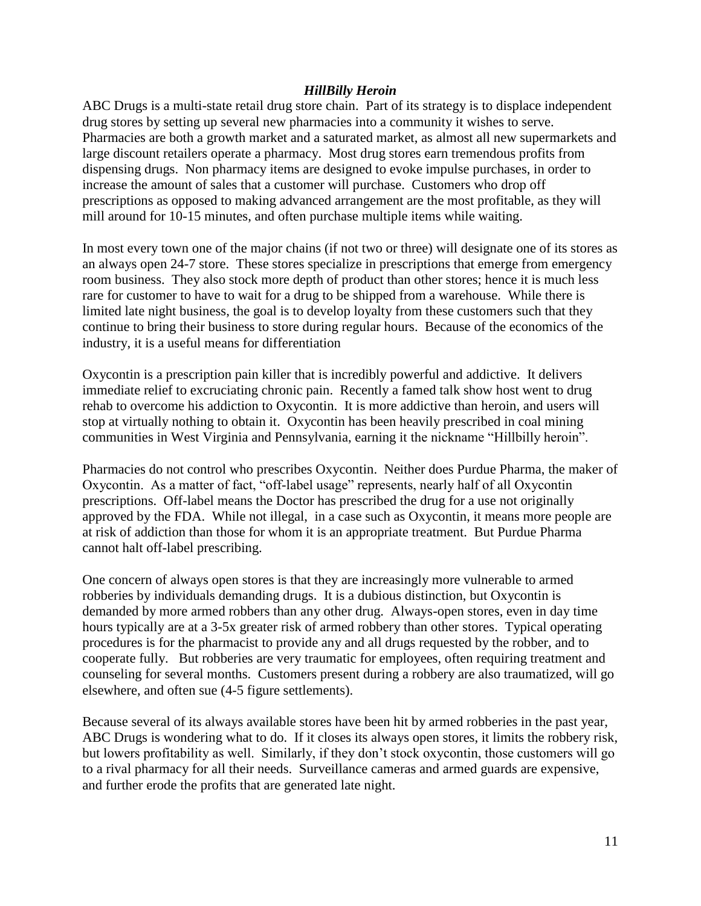### *HillBilly Heroin*

ABC Drugs is a multi-state retail drug store chain. Part of its strategy is to displace independent drug stores by setting up several new pharmacies into a community it wishes to serve. Pharmacies are both a growth market and a saturated market, as almost all new supermarkets and large discount retailers operate a pharmacy. Most drug stores earn tremendous profits from dispensing drugs. Non pharmacy items are designed to evoke impulse purchases, in order to increase the amount of sales that a customer will purchase. Customers who drop off prescriptions as opposed to making advanced arrangement are the most profitable, as they will mill around for 10-15 minutes, and often purchase multiple items while waiting.

In most every town one of the major chains (if not two or three) will designate one of its stores as an always open 24-7 store. These stores specialize in prescriptions that emerge from emergency room business. They also stock more depth of product than other stores; hence it is much less rare for customer to have to wait for a drug to be shipped from a warehouse. While there is limited late night business, the goal is to develop loyalty from these customers such that they continue to bring their business to store during regular hours. Because of the economics of the industry, it is a useful means for differentiation

Oxycontin is a prescription pain killer that is incredibly powerful and addictive. It delivers immediate relief to excruciating chronic pain. Recently a famed talk show host went to drug rehab to overcome his addiction to Oxycontin. It is more addictive than heroin, and users will stop at virtually nothing to obtain it. Oxycontin has been heavily prescribed in coal mining communities in West Virginia and Pennsylvania, earning it the nickname "Hillbilly heroin".

Pharmacies do not control who prescribes Oxycontin. Neither does Purdue Pharma, the maker of Oxycontin. As a matter of fact, "off-label usage" represents, nearly half of all Oxycontin prescriptions. Off-label means the Doctor has prescribed the drug for a use not originally approved by the FDA. While not illegal, in a case such as Oxycontin, it means more people are at risk of addiction than those for whom it is an appropriate treatment. But Purdue Pharma cannot halt off-label prescribing.

One concern of always open stores is that they are increasingly more vulnerable to armed robberies by individuals demanding drugs. It is a dubious distinction, but Oxycontin is demanded by more armed robbers than any other drug. Always-open stores, even in day time hours typically are at a 3-5x greater risk of armed robbery than other stores. Typical operating procedures is for the pharmacist to provide any and all drugs requested by the robber, and to cooperate fully. But robberies are very traumatic for employees, often requiring treatment and counseling for several months. Customers present during a robbery are also traumatized, will go elsewhere, and often sue (4-5 figure settlements).

Because several of its always available stores have been hit by armed robberies in the past year, ABC Drugs is wondering what to do. If it closes its always open stores, it limits the robbery risk, but lowers profitability as well. Similarly, if they don't stock oxycontin, those customers will go to a rival pharmacy for all their needs. Surveillance cameras and armed guards are expensive, and further erode the profits that are generated late night.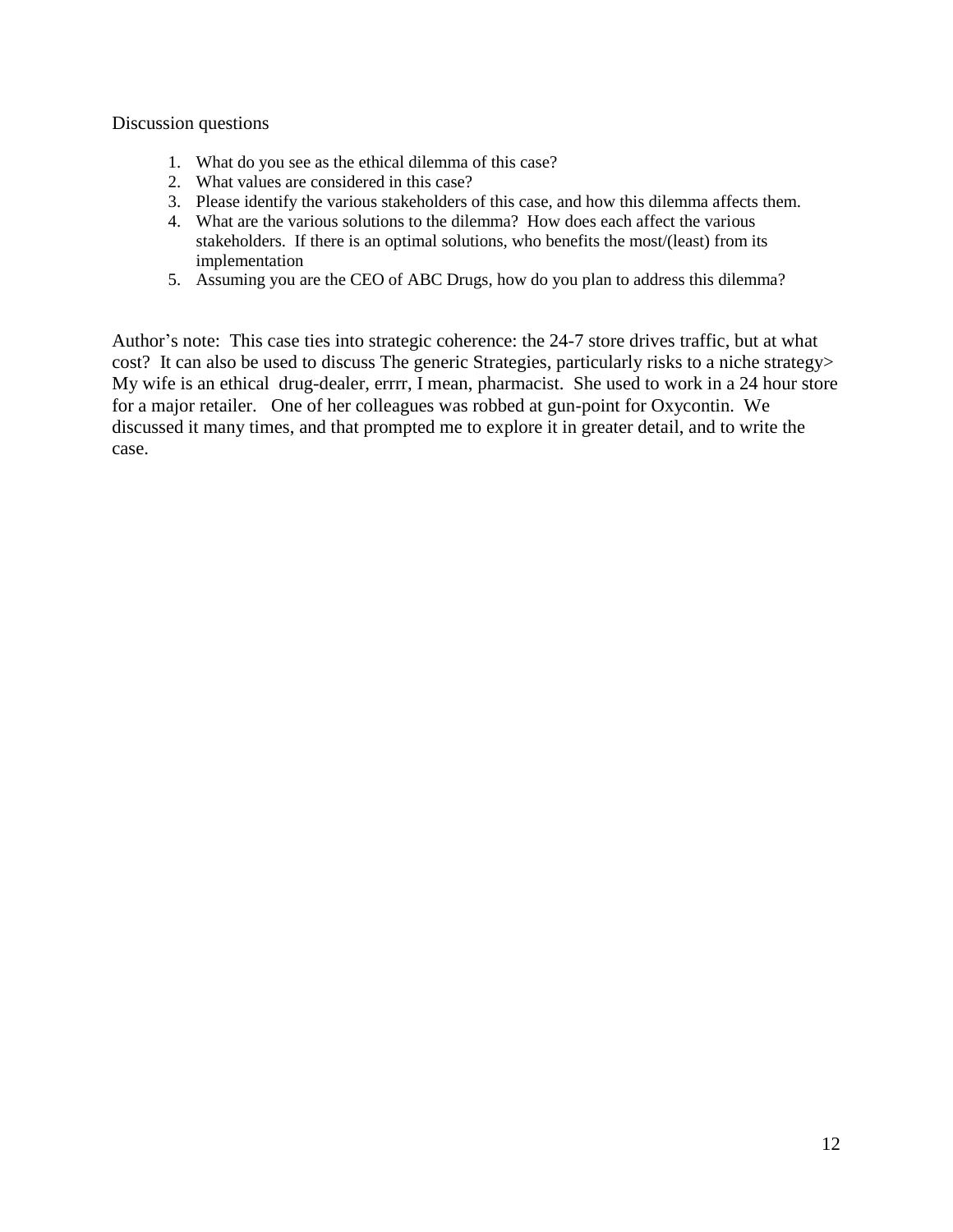Discussion questions

1. What do you see as the ethical dilemma of this case?
2. What values are considered in this case?
3. Please identify the various stakeholders of this case, and how this dilemma affects them.
4. What are the various solutions to the dilemma? How does each affect the various stakeholders. If there is an optimal solutions, who benefits the most/(least) from its implementation
5. Assuming you are the CEO of ABC Drugs, how do you plan to address this dilemma?

Author's note: This case ties into strategic coherence: the 24-7 store drives traffic, but at what cost? It can also be used to discuss The generic Strategies, particularly risks to a niche strategy> My wife is an ethical drug-dealer, errrr, I mean, pharmacist. She used to work in a 24 hour store for a major retailer. One of her colleagues was robbed at gun-point for Oxycontin. We discussed it many times, and that prompted me to explore it in greater detail, and to write the case.